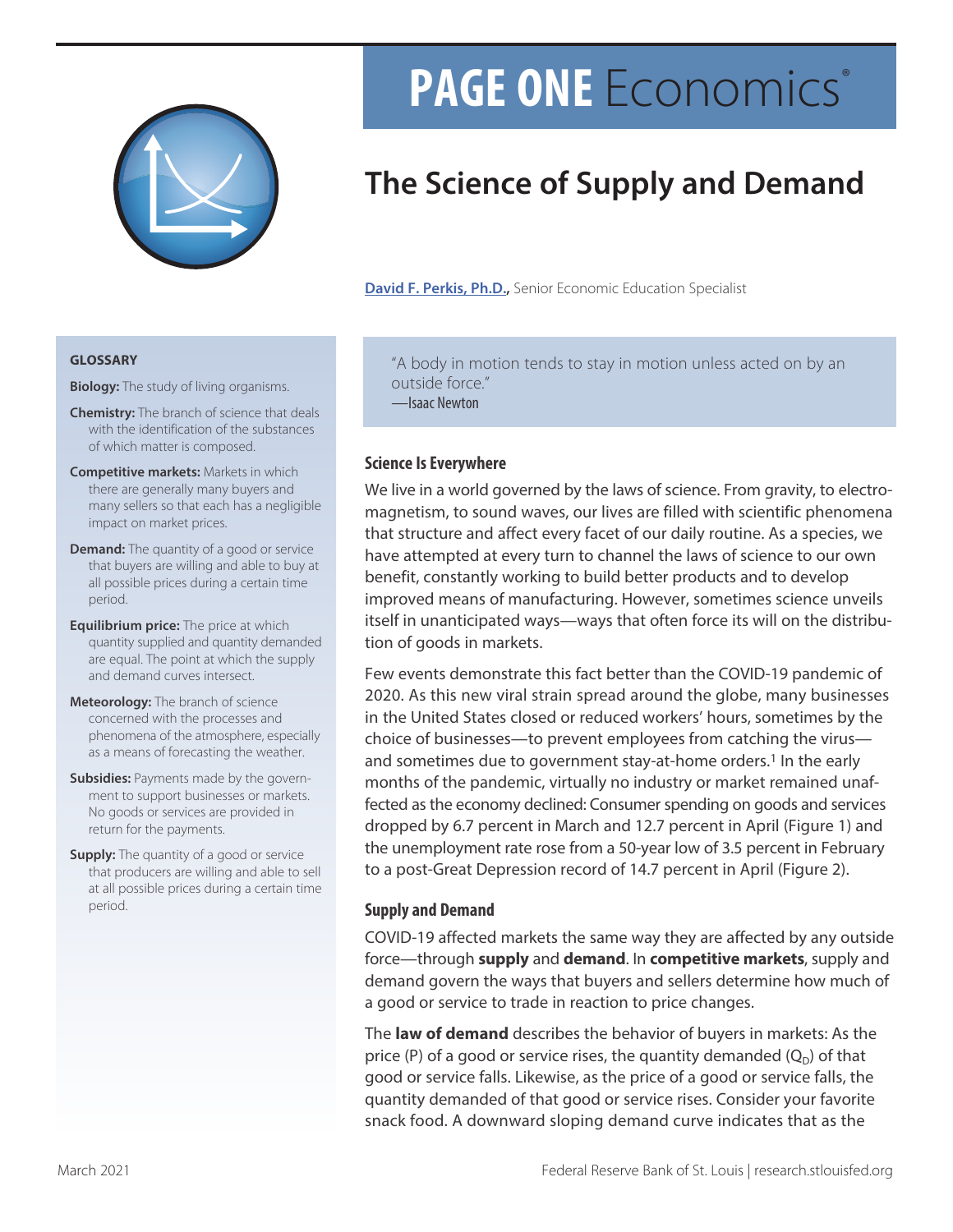# PAGE ONE Economics®

## The Science of Supply and Demand

**David F. Perkis, Ph.D.,** Senior Economic Education Specialist

> "A body in motion tends to stay in motion unless acted on by an outside force."
> —Isaac Newton

### Science Is Everywhere

We live in a world governed by the laws of science. From gravity, to electromagnetism, to sound waves, our lives are filled with scientific phenomena that structure and affect every facet of our daily routine. As a species, we have attempted at every turn to channel the laws of science to our own benefit, constantly working to build better products and to develop improved means of manufacturing. However, sometimes science unveils itself in unanticipated ways—ways that often force its will on the distribution of goods in markets.

Few events demonstrate this fact better than the COVID-19 pandemic of 2020. As this new viral strain spread around the globe, many businesses in the United States closed or reduced workers' hours, sometimes by the choice of businesses—to prevent employees from catching the virus—and sometimes due to government stay-at-home orders.[1] In the early months of the pandemic, virtually no industry or market remained unaffected as the economy declined: Consumer spending on goods and services dropped by 6.7 percent in March and 12.7 percent in April (Figure 1) and the unemployment rate rose from a 50-year low of 3.5 percent in February to a post-Great Depression record of 14.7 percent in April (Figure 2).

### Supply and Demand

COVID-19 affected markets the same way they are affected by any outside force—through **supply** and **demand**. In **competitive markets**, supply and demand govern the ways that buyers and sellers determine how much of a good or service to trade in reaction to price changes.

The **law of demand** describes the behavior of buyers in markets: As the price (P) of a good or service rises, the quantity demanded ($Q_D$) of that good or service falls. Likewise, as the price of a good or service falls, the quantity demanded of that good or service rises. Consider your favorite snack food. A downward sloping demand curve indicates that as the

---

**GLOSSARY**

**Biology:** The study of living organisms.

**Chemistry:** The branch of science that deals with the identification of the substances of which matter is composed.

**Competitive markets:** Markets in which there are generally many buyers and many sellers so that each has a negligible impact on market prices.

**Demand:** The quantity of a good or service that buyers are willing and able to buy at all possible prices during a certain time period.

**Equilibrium price:** The price at which quantity supplied and quantity demanded are equal. The point at which the supply and demand curves intersect.

**Meteorology:** The branch of science concerned with the processes and phenomena of the atmosphere, especially as a means of forecasting the weather.

**Subsidies:** Payments made by the government to support businesses or markets. No goods or services are provided in return for the payments.

**Supply:** The quantity of a good or service that producers are willing and able to sell at all possible prices during a certain time period.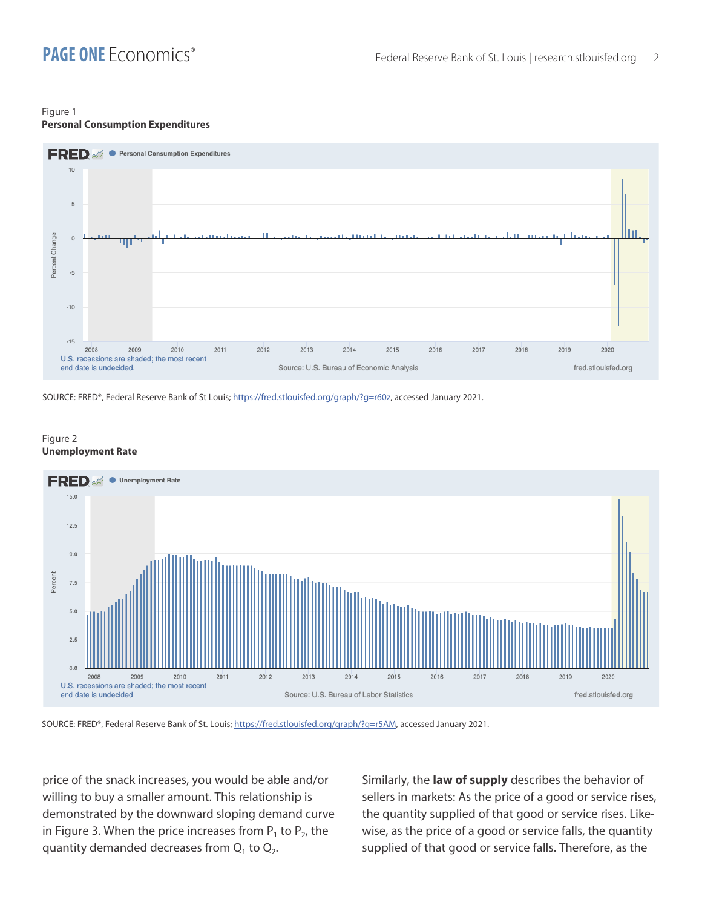Figure 1
**Personal Consumption Expenditures**

SOURCE: FRED®, Federal Reserve Bank of St Louis; https://fred.stlouisfed.org/graph/?g=r60z, accessed January 2021.

Figure 2
**Unemployment Rate**

SOURCE: FRED®, Federal Reserve Bank of St. Louis; https://fred.stlouisfed.org/graph/?g=r5AM, accessed January 2021.

price of the snack increases, you would be able and/or willing to buy a smaller amount. This relationship is demonstrated by the downward sloping demand curve in Figure 3. When the price increases from $P_1$ to $P_2$, the quantity demanded decreases from $Q_1$ to $Q_2$.

Similarly, the **law of supply** describes the behavior of sellers in markets: As the price of a good or service rises, the quantity supplied of that good or service rises. Likewise, as the price of a good or service falls, the quantity supplied of that good or service falls. Therefore, as the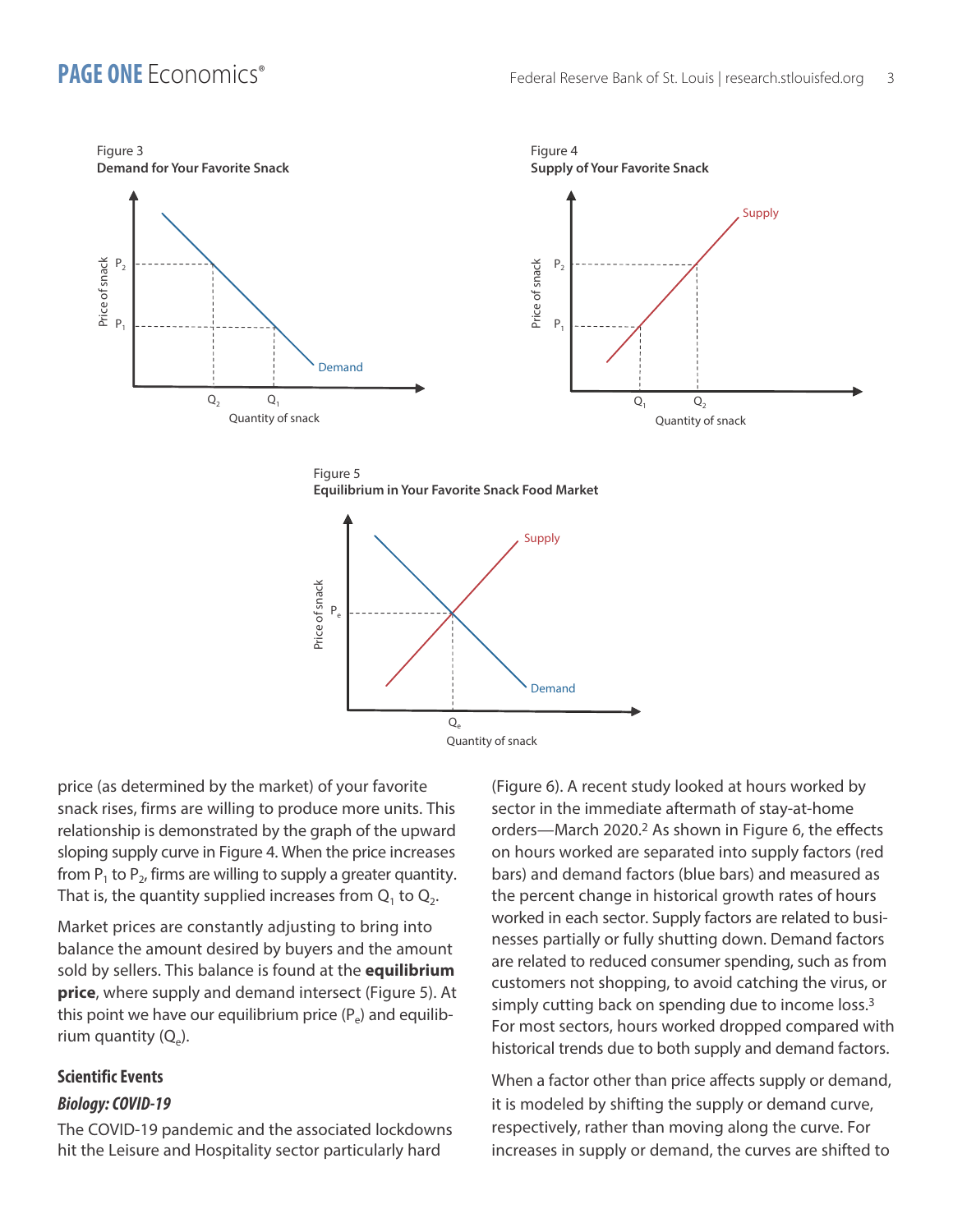Figure 3
**Demand for Your Favorite Snack**

Figure 4
**Supply of Your Favorite Snack**

Figure 5
**Equilibrium in Your Favorite Snack Food Market**

price (as determined by the market) of your favorite snack rises, firms are willing to produce more units. This relationship is demonstrated by the graph of the upward sloping supply curve in Figure 4. When the price increases from $P_1$ to $P_2$, firms are willing to supply a greater quantity. That is, the quantity supplied increases from $Q_1$ to $Q_2$.

Market prices are constantly adjusting to bring into balance the amount desired by buyers and the amount sold by sellers. This balance is found at the **equilibrium price**, where supply and demand intersect (Figure 5). At this point we have our equilibrium price ($P_e$) and equilibrium quantity ($Q_e$).

## Scientific Events

### *Biology: COVID-19*

The COVID-19 pandemic and the associated lockdowns hit the Leisure and Hospitality sector particularly hard (Figure 6). A recent study looked at hours worked by sector in the immediate aftermath of stay-at-home orders—March 2020.[2] As shown in Figure 6, the effects on hours worked are separated into supply factors (red bars) and demand factors (blue bars) and measured as the percent change in historical growth rates of hours worked in each sector. Supply factors are related to businesses partially or fully shutting down. Demand factors are related to reduced consumer spending, such as from customers not shopping, to avoid catching the virus, or simply cutting back on spending due to income loss.[3] For most sectors, hours worked dropped compared with historical trends due to both supply and demand factors.

When a factor other than price affects supply or demand, it is modeled by shifting the supply or demand curve, respectively, rather than moving along the curve. For increases in supply or demand, the curves are shifted to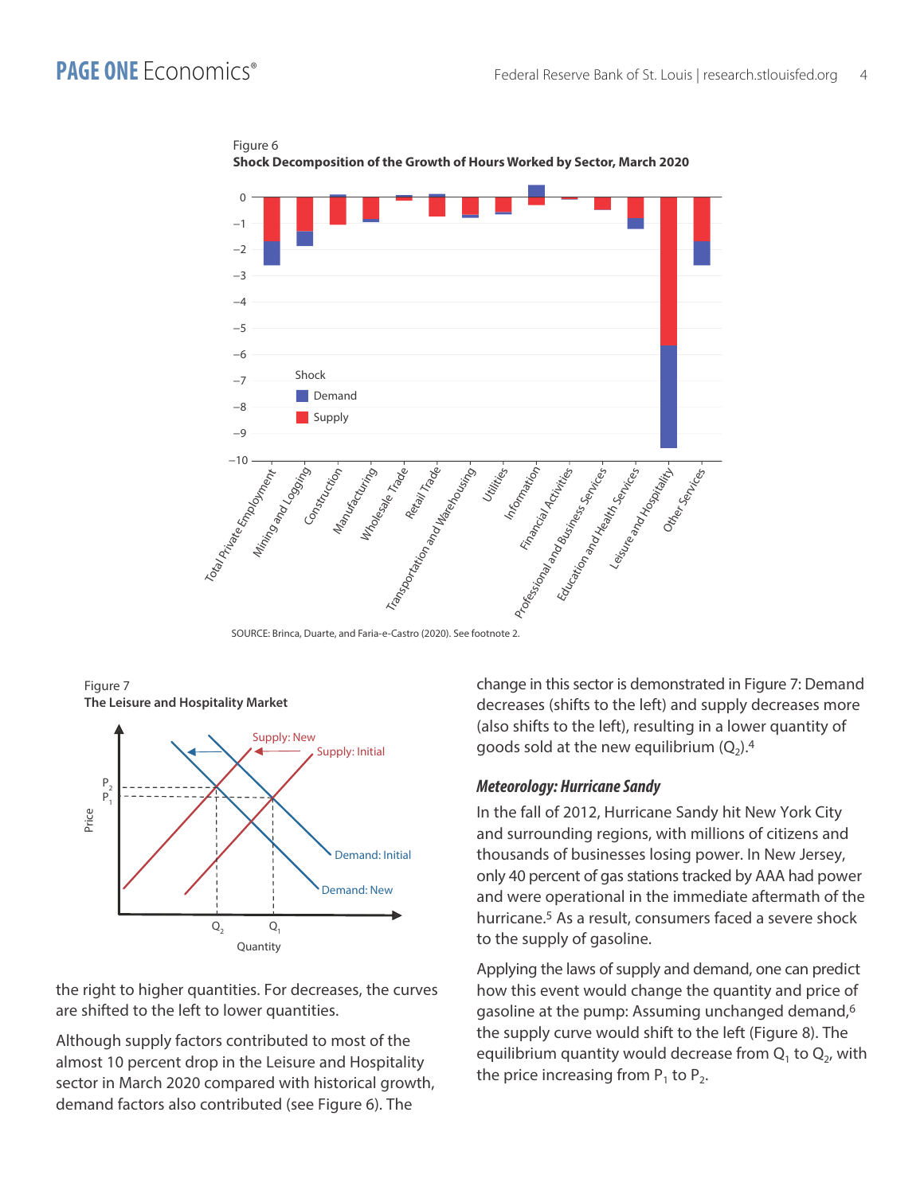Figure 6

**Shock Decomposition of the Growth of Hours Worked by Sector, March 2020**

SOURCE: Brinca, Duarte, and Faria-e-Castro (2020). See footnote 2.

Figure 7

**The Leisure and Hospitality Market**

the right to higher quantities. For decreases, the curves are shifted to the left to lower quantities.

Although supply factors contributed to most of the almost 10 percent drop in the Leisure and Hospitality sector in March 2020 compared with historical growth, demand factors also contributed (see Figure 6). The change in this sector is demonstrated in Figure 7: Demand decreases (shifts to the left) and supply decreases more (also shifts to the left), resulting in a lower quantity of goods sold at the new equilibrium ($Q_2$).[4]

### *Meteorology: Hurricane Sandy*

In the fall of 2012, Hurricane Sandy hit New York City and surrounding regions, with millions of citizens and thousands of businesses losing power. In New Jersey, only 40 percent of gas stations tracked by AAA had power and were operational in the immediate aftermath of the hurricane.[5] As a result, consumers faced a severe shock to the supply of gasoline.

Applying the laws of supply and demand, one can predict how this event would change the quantity and price of gasoline at the pump: Assuming unchanged demand,[6] the supply curve would shift to the left (Figure 8). The equilibrium quantity would decrease from $Q_1$ to $Q_2$, with the price increasing from $P_1$ to $P_2$.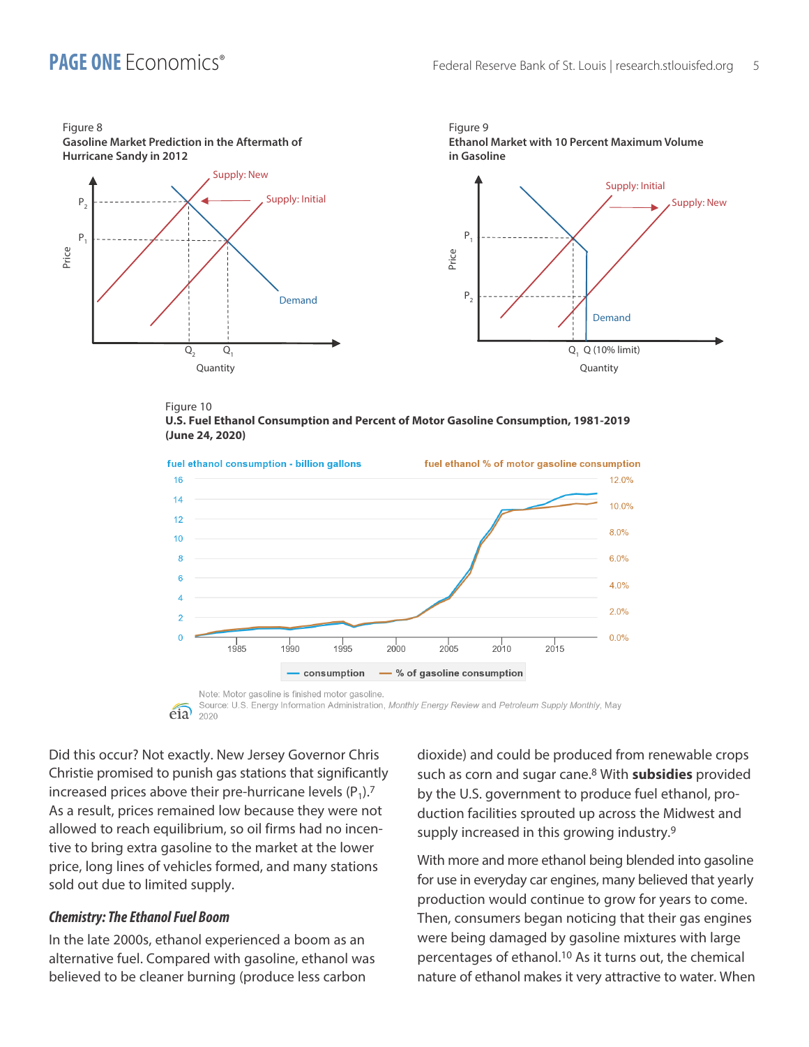Figure 8
**Gasoline Market Prediction in the Aftermath of Hurricane Sandy in 2012**

Figure 9
**Ethanol Market with 10 Percent Maximum Volume in Gasoline**

Figure 10
**U.S. Fuel Ethanol Consumption and Percent of Motor Gasoline Consumption, 1981-2019 (June 24, 2020)**

Note: Motor gasoline is finished motor gasoline.
Source: U.S. Energy Information Administration, *Monthly Energy Review* and *Petroleum Supply Monthly*, May 2020

Did this occur? Not exactly. New Jersey Governor Chris Christie promised to punish gas stations that significantly increased prices above their pre-hurricane levels ($P_1$).[7] As a result, prices remained low because they were not allowed to reach equilibrium, so oil firms had no incentive to bring extra gasoline to the market at the lower price, long lines of vehicles formed, and many stations sold out due to limited supply.

### *Chemistry: The Ethanol Fuel Boom*

In the late 2000s, ethanol experienced a boom as an alternative fuel. Compared with gasoline, ethanol was believed to be cleaner burning (produce less carbon dioxide) and could be produced from renewable crops such as corn and sugar cane.[8] With **subsidies** provided by the U.S. government to produce fuel ethanol, production facilities sprouted up across the Midwest and supply increased in this growing industry.[9]

With more and more ethanol being blended into gasoline for use in everyday car engines, many believed that yearly production would continue to grow for years to come. Then, consumers began noticing that their gas engines were being damaged by gasoline mixtures with large percentages of ethanol.[10] As it turns out, the chemical nature of ethanol makes it very attractive to water. When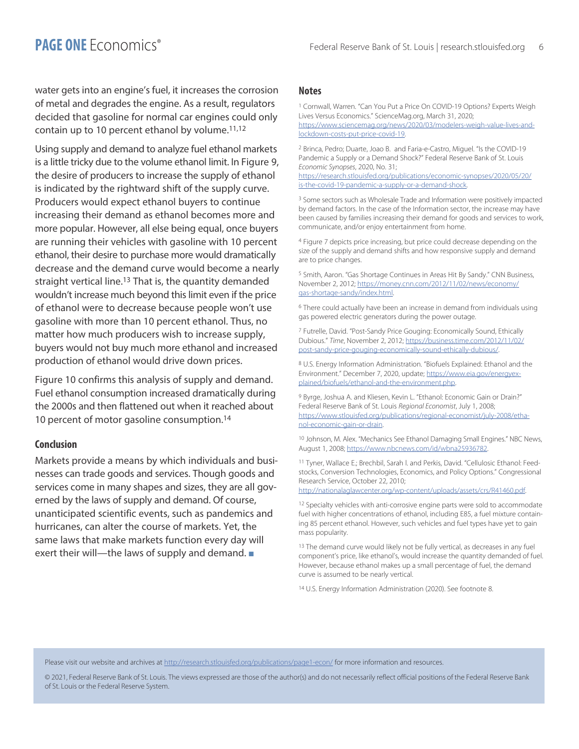water gets into an engine's fuel, it increases the corrosion of metal and degrades the engine. As a result, regulators decided that gasoline for normal car engines could only contain up to 10 percent ethanol by volume.[11,12]

Using supply and demand to analyze fuel ethanol markets is a little tricky due to the volume ethanol limit. In Figure 9, the desire of producers to increase the supply of ethanol is indicated by the rightward shift of the supply curve. Producers would expect ethanol buyers to continue increasing their demand as ethanol becomes more and more popular. However, all else being equal, once buyers are running their vehicles with gasoline with 10 percent ethanol, their desire to purchase more would dramatically decrease and the demand curve would become a nearly straight vertical line.[13] That is, the quantity demanded wouldn't increase much beyond this limit even if the price of ethanol were to decrease because people won't use gasoline with more than 10 percent ethanol. Thus, no matter how much producers wish to increase supply, buyers would not buy much more ethanol and increased production of ethanol would drive down prices.

Figure 10 confirms this analysis of supply and demand. Fuel ethanol consumption increased dramatically during the 2000s and then flattened out when it reached about 10 percent of motor gasoline consumption.[14]

## Conclusion

Markets provide a means by which individuals and businesses can trade goods and services. Though goods and services come in many shapes and sizes, they are all governed by the laws of supply and demand. Of course, unanticipated scientific events, such as pandemics and hurricanes, can alter the course of markets. Yet, the same laws that make markets function every day will exert their will—the laws of supply and demand. ■

## Notes

[1] Cornwall, Warren. "Can You Put a Price On COVID-19 Options? Experts Weigh Lives Versus Economics." ScienceMag.org, March 31, 2020; https://www.sciencemag.org/news/2020/03/modelers-weigh-value-lives-and-lockdown-costs-put-price-covid-19.

[2] Brinca, Pedro; Duarte, Joao B. and Faria-e-Castro, Miguel. "Is the COVID-19 Pandemic a Supply or a Demand Shock?" Federal Reserve Bank of St. Louis *Economic Synopses*, 2020, No. 31; https://research.stlouisfed.org/publications/economic-synopses/2020/05/20/is-the-covid-19-pandemic-a-supply-or-a-demand-shock.

[3] Some sectors such as Wholesale Trade and Information were positively impacted by demand factors. In the case of the Information sector, the increase may have been caused by families increasing their demand for goods and services to work, communicate, and/or enjoy entertainment from home.

[4] Figure 7 depicts price increasing, but price could decrease depending on the size of the supply and demand shifts and how responsive supply and demand are to price changes.

[5] Smith, Aaron. "Gas Shortage Continues in Areas Hit By Sandy." CNN Business, November 2, 2012; https://money.cnn.com/2012/11/02/news/economy/gas-shortage-sandy/index.html.

[6] There could actually have been an increase in demand from individuals using gas powered electric generators during the power outage.

[7] Futrelle, David. "Post-Sandy Price Gouging: Economically Sound, Ethically Dubious." *Time*, November 2, 2012; https://business.time.com/2012/11/02/post-sandy-price-gouging-economically-sound-ethically-dubious/.

[8] U.S. Energy Information Administration. "Biofuels Explained: Ethanol and the Environment." December 7, 2020, update; https://www.eia.gov/energyexplained/biofuels/ethanol-and-the-environment.php.

[9] Byrge, Joshua A. and Kliesen, Kevin L. "Ethanol: Economic Gain or Drain?" Federal Reserve Bank of St. Louis *Regional Economist*, July 1, 2008; https://www.stlouisfed.org/publications/regional-economist/july-2008/ethanol-economic-gain-or-drain.

[10] Johnson, M. Alex. "Mechanics See Ethanol Damaging Small Engines." NBC News, August 1, 2008; https://www.nbcnews.com/id/wbna25936782.

[11] Tyner, Wallace E.; Brechbil, Sarah l. and Perkis, David. "Cellulosic Ethanol: Feedstocks, Conversion Technologies, Economics, and Policy Options." Congressional Research Service, October 22, 2010; http://nationalaglawcenter.org/wp-content/uploads/assets/crs/R41460.pdf.

[12] Specialty vehicles with anti-corrosive engine parts were sold to accommodate fuel with higher concentrations of ethanol, including E85, a fuel mixture containing 85 percent ethanol. However, such vehicles and fuel types have yet to gain mass popularity.

[13] The demand curve would likely not be fully vertical, as decreases in any fuel component's price, like ethanol's, would increase the quantity demanded of fuel. However, because ethanol makes up a small percentage of fuel, the demand curve is assumed to be nearly vertical.

[14] U.S. Energy Information Administration (2020). See footnote 8.

Please visit our website and archives at http://research.stlouisfed.org/publications/page1-econ/ for more information and resources.

© 2021, Federal Reserve Bank of St. Louis. The views expressed are those of the author(s) and do not necessarily reflect official positions of the Federal Reserve Bank of St. Louis or the Federal Reserve System.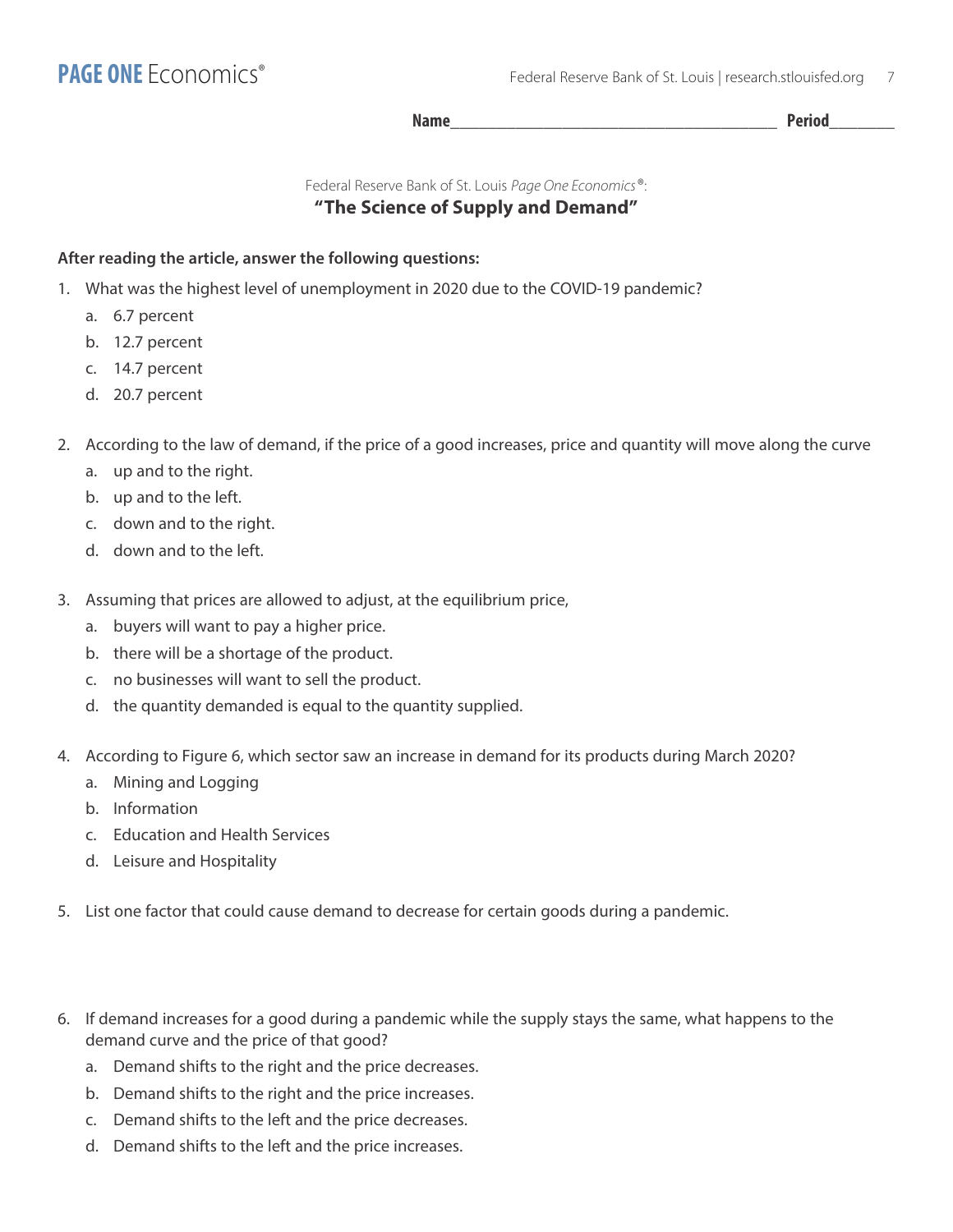**Name**_________________________________________ **Period**________

Federal Reserve Bank of St. Louis *Page One Economics*®:

## "The Science of Supply and Demand"

**After reading the article, answer the following questions:**

1. What was the highest level of unemployment in 2020 due to the COVID-19 pandemic?
   a. 6.7 percent
   b. 12.7 percent
   c. 14.7 percent
   d. 20.7 percent

2. According to the law of demand, if the price of a good increases, price and quantity will move along the curve
   a. up and to the right.
   b. up and to the left.
   c. down and to the right.
   d. down and to the left.

3. Assuming that prices are allowed to adjust, at the equilibrium price,
   a. buyers will want to pay a higher price.
   b. there will be a shortage of the product.
   c. no businesses will want to sell the product.
   d. the quantity demanded is equal to the quantity supplied.

4. According to Figure 6, which sector saw an increase in demand for its products during March 2020?
   a. Mining and Logging
   b. Information
   c. Education and Health Services
   d. Leisure and Hospitality

5. List one factor that could cause demand to decrease for certain goods during a pandemic.

6. If demand increases for a good during a pandemic while the supply stays the same, what happens to the demand curve and the price of that good?
   a. Demand shifts to the right and the price decreases.
   b. Demand shifts to the right and the price increases.
   c. Demand shifts to the left and the price decreases.
   d. Demand shifts to the left and the price increases.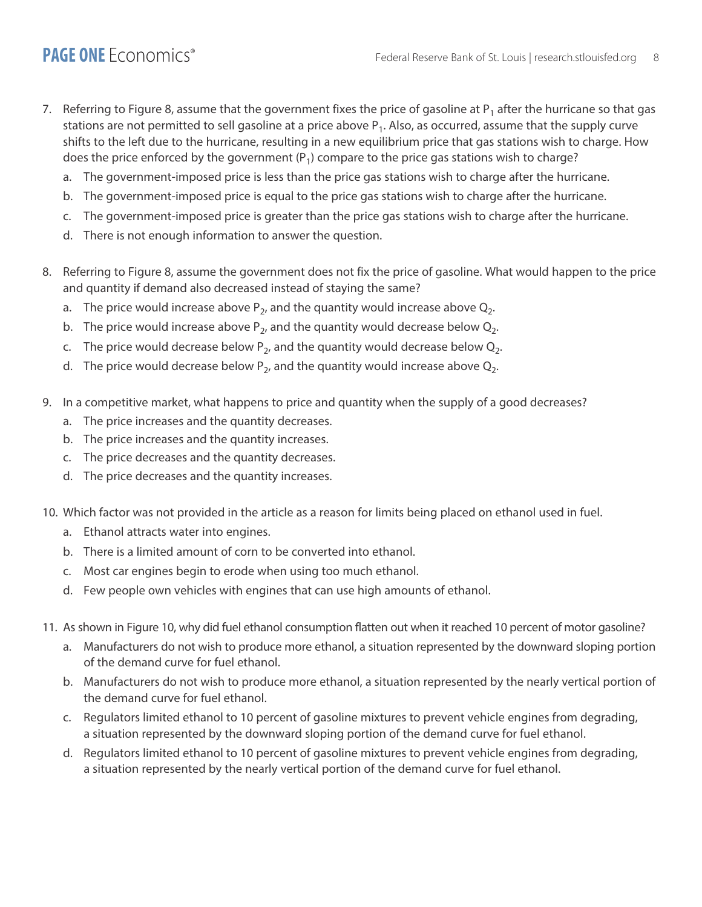7. Referring to Figure 8, assume that the government fixes the price of gasoline at $P_1$ after the hurricane so that gas stations are not permitted to sell gasoline at a price above $P_1$. Also, as occurred, assume that the supply curve shifts to the left due to the hurricane, resulting in a new equilibrium price that gas stations wish to charge. How does the price enforced by the government ($P_1$) compare to the price gas stations wish to charge?
   a. The government-imposed price is less than the price gas stations wish to charge after the hurricane.
   b. The government-imposed price is equal to the price gas stations wish to charge after the hurricane.
   c. The government-imposed price is greater than the price gas stations wish to charge after the hurricane.
   d. There is not enough information to answer the question.

8. Referring to Figure 8, assume the government does not fix the price of gasoline. What would happen to the price and quantity if demand also decreased instead of staying the same?
   a. The price would increase above $P_2$, and the quantity would increase above $Q_2$.
   b. The price would increase above $P_2$, and the quantity would decrease below $Q_2$.
   c. The price would decrease below $P_2$, and the quantity would decrease below $Q_2$.
   d. The price would decrease below $P_2$, and the quantity would increase above $Q_2$.

9. In a competitive market, what happens to price and quantity when the supply of a good decreases?
   a. The price increases and the quantity decreases.
   b. The price increases and the quantity increases.
   c. The price decreases and the quantity decreases.
   d. The price decreases and the quantity increases.

10. Which factor was not provided in the article as a reason for limits being placed on ethanol used in fuel.
    a. Ethanol attracts water into engines.
    b. There is a limited amount of corn to be converted into ethanol.
    c. Most car engines begin to erode when using too much ethanol.
    d. Few people own vehicles with engines that can use high amounts of ethanol.

11. As shown in Figure 10, why did fuel ethanol consumption flatten out when it reached 10 percent of motor gasoline?
    a. Manufacturers do not wish to produce more ethanol, a situation represented by the downward sloping portion of the demand curve for fuel ethanol.
    b. Manufacturers do not wish to produce more ethanol, a situation represented by the nearly vertical portion of the demand curve for fuel ethanol.
    c. Regulators limited ethanol to 10 percent of gasoline mixtures to prevent vehicle engines from degrading, a situation represented by the downward sloping portion of the demand curve for fuel ethanol.
    d. Regulators limited ethanol to 10 percent of gasoline mixtures to prevent vehicle engines from degrading, a situation represented by the nearly vertical portion of the demand curve for fuel ethanol.